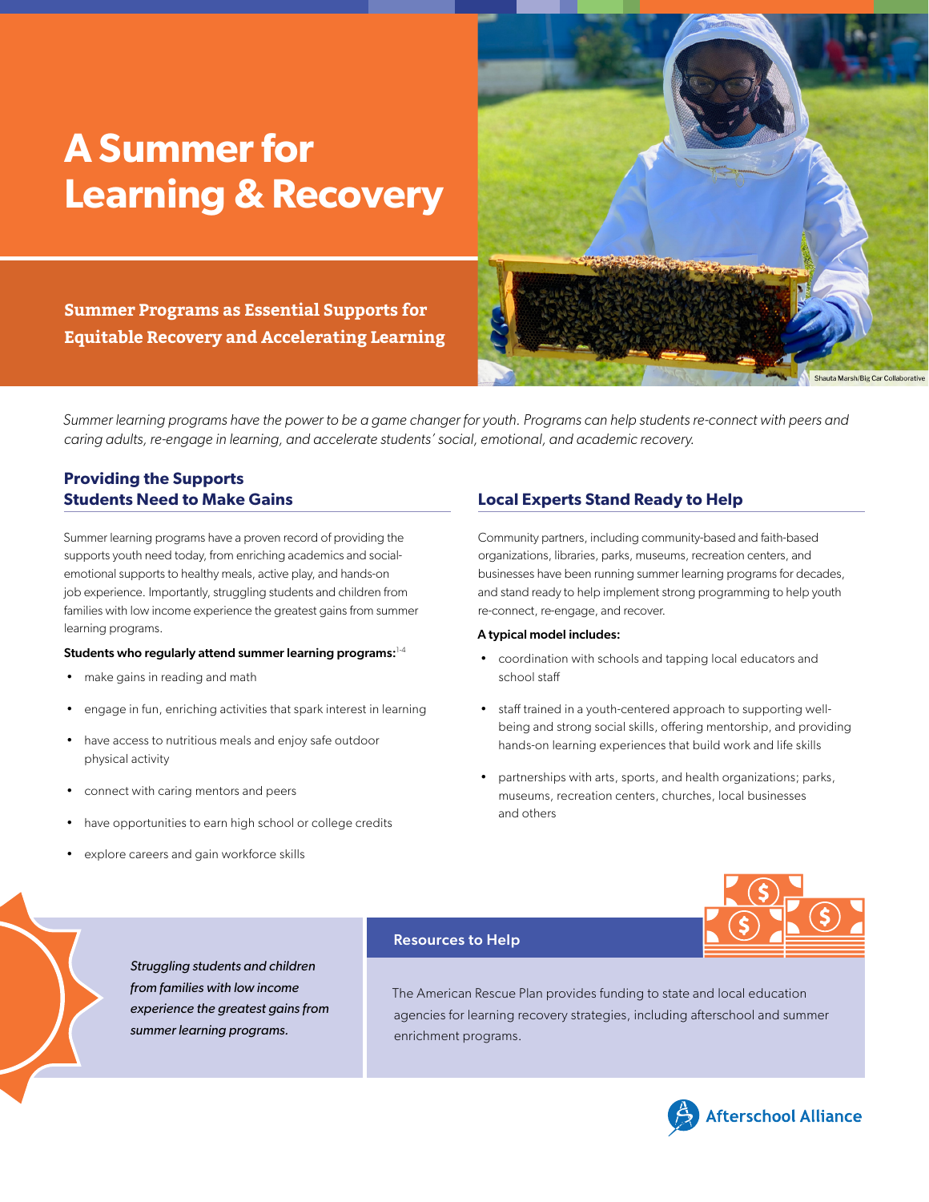# A Summer for Learning & Recovery

**Summer Programs as Essential Supports for Equitable Recovery and Accelerating Learning**

Shauta Marsh/Big Car Collaborative

*Summer learning programs have the power to be a game changer for youth. Programs can help students re-connect with peers and caring adults, re-engage in learning, and accelerate students' social, emotional, and academic recovery.*

## Providing the Supports Students Need to Make Gains

Summer learning programs have a proven record of providing the supports youth need today, from enriching academics and social-emotional supports to healthy meals, active play, and hands-on job experience. Importantly, struggling students and children from families with low income experience the greatest gains from summer learning programs.

**Students who regularly attend summer learning programs:**[1-4]

- make gains in reading and math
- engage in fun, enriching activities that spark interest in learning
- have access to nutritious meals and enjoy safe outdoor physical activity
- connect with caring mentors and peers
- have opportunities to earn high school or college credits
- explore careers and gain workforce skills

## Local Experts Stand Ready to Help

Community partners, including community-based and faith-based organizations, libraries, parks, museums, recreation centers, and businesses have been running summer learning programs for decades, and stand ready to help implement strong programming to help youth re-connect, re-engage, and recover.

**A typical model includes:**

- coordination with schools and tapping local educators and school staff
- staff trained in a youth-centered approach to supporting well-being and strong social skills, offering mentorship, and providing hands-on learning experiences that build work and life skills
- partnerships with arts, sports, and health organizations; parks, museums, recreation centers, churches, local businesses and others

*Struggling students and children from families with low income experience the greatest gains from summer learning programs.*

### Resources to Help

The American Rescue Plan provides funding to state and local education agencies for learning recovery strategies, including afterschool and summer enrichment programs.

Afterschool Alliance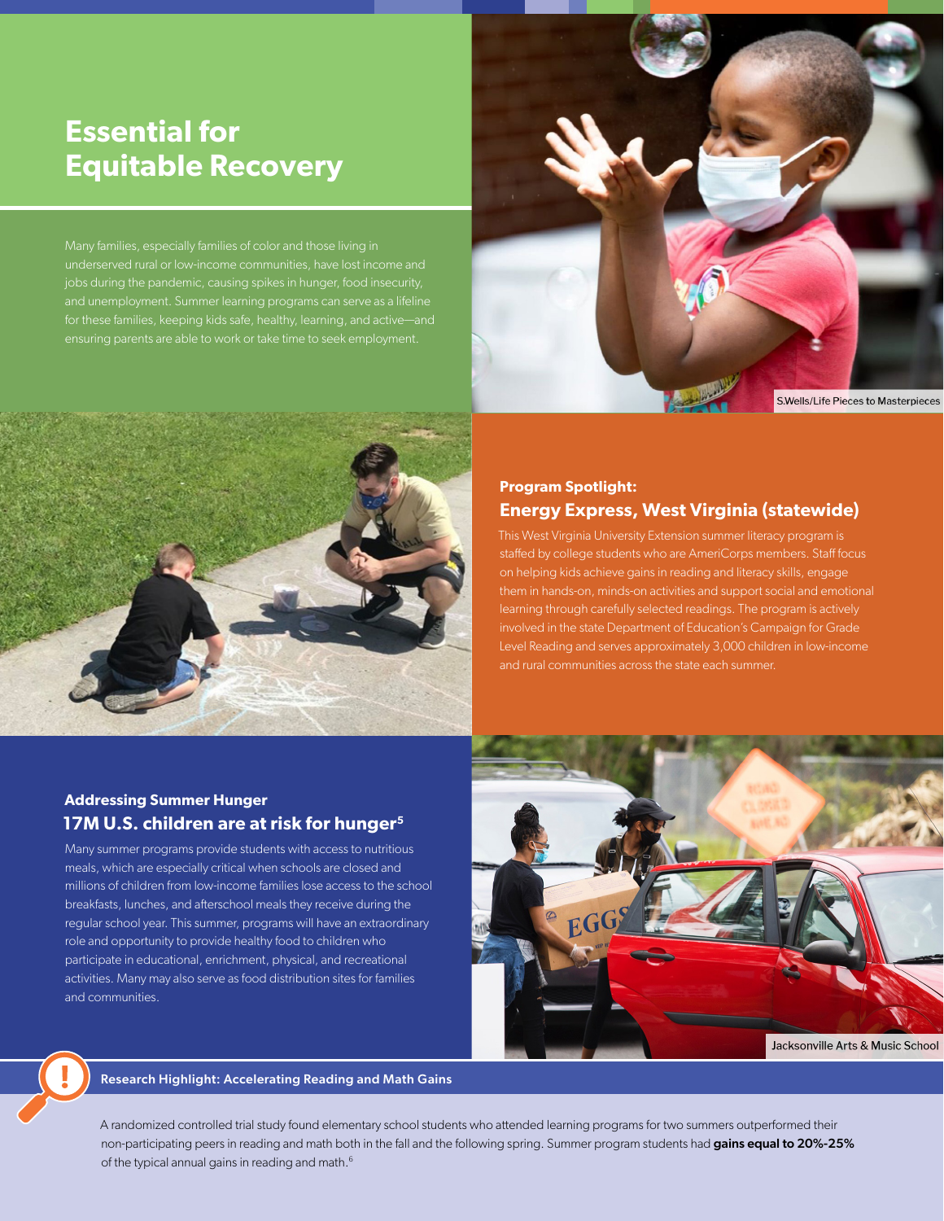# Essential for Equitable Recovery

Many families, especially families of color and those living in underserved rural or low-income communities, have lost income and jobs during the pandemic, causing spikes in hunger, food insecurity, and unemployment. Summer learning programs can serve as a lifeline for these families, keeping kids safe, healthy, learning, and active—and ensuring parents are able to work or take time to seek employment.

S.Wells/Life Pieces to Masterpieces

### Program Spotlight:
## Energy Express, West Virginia (statewide)

This West Virginia University Extension summer literacy program is staffed by college students who are AmeriCorps members. Staff focus on helping kids achieve gains in reading and literacy skills, engage them in hands-on, minds-on activities and support social and emotional learning through carefully selected readings. The program is actively involved in the state Department of Education's Campaign for Grade Level Reading and serves approximately 3,000 children in low-income and rural communities across the state each summer.

### Addressing Summer Hunger
## 17M U.S. children are at risk for hunger[5]

Many summer programs provide students with access to nutritious meals, which are especially critical when schools are closed and millions of children from low-income families lose access to the school breakfasts, lunches, and afterschool meals they receive during the regular school year. This summer, programs will have an extraordinary role and opportunity to provide healthy food to children who participate in educational, enrichment, physical, and recreational activities. Many may also serve as food distribution sites for families and communities.

Jacksonville Arts & Music School

### Research Highlight: Accelerating Reading and Math Gains

A randomized controlled trial study found elementary school students who attended learning programs for two summers outperformed their non-participating peers in reading and math both in the fall and the following spring. Summer program students had **gains equal to 20%-25%** of the typical annual gains in reading and math.[6]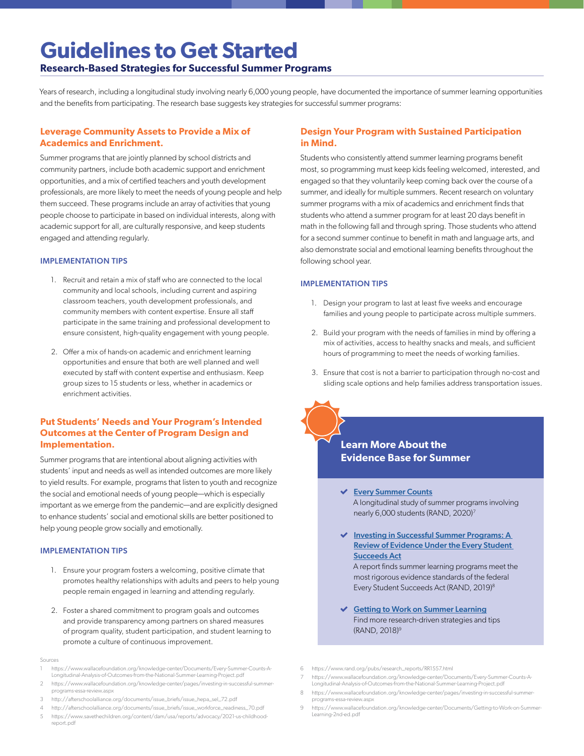# Guidelines to Get Started

## Research-Based Strategies for Successful Summer Programs

Years of research, including a longitudinal study involving nearly 6,000 young people, have documented the importance of summer learning opportunities and the benefits from participating. The research base suggests key strategies for successful summer programs:

### Leverage Community Assets to Provide a Mix of Academics and Enrichment.

Summer programs that are jointly planned by school districts and community partners, include both academic support and enrichment opportunities, and a mix of certified teachers and youth development professionals, are more likely to meet the needs of young people and help them succeed. These programs include an array of activities that young people choose to participate in based on individual interests, along with academic support for all, are culturally responsive, and keep students engaged and attending regularly.

#### IMPLEMENTATION TIPS

1. Recruit and retain a mix of staff who are connected to the local community and local schools, including current and aspiring classroom teachers, youth development professionals, and community members with content expertise. Ensure all staff participate in the same training and professional development to ensure consistent, high-quality engagement with young people.
2. Offer a mix of hands-on academic and enrichment learning opportunities and ensure that both are well planned and well executed by staff with content expertise and enthusiasm. Keep group sizes to 15 students or less, whether in academics or enrichment activities.

### Put Students' Needs and Your Program's Intended Outcomes at the Center of Program Design and Implementation.

Summer programs that are intentional about aligning activities with students' input and needs as well as intended outcomes are more likely to yield results. For example, programs that listen to youth and recognize the social and emotional needs of young people—which is especially important as we emerge from the pandemic—and are explicitly designed to enhance students' social and emotional skills are better positioned to help young people grow socially and emotionally.

#### IMPLEMENTATION TIPS

1. Ensure your program fosters a welcoming, positive climate that promotes healthy relationships with adults and peers to help young people remain engaged in learning and attending regularly.
2. Foster a shared commitment to program goals and outcomes and provide transparency among partners on shared measures of program quality, student participation, and student learning to promote a culture of continuous improvement.

### Design Your Program with Sustained Participation in Mind.

Students who consistently attend summer learning programs benefit most, so programming must keep kids feeling welcomed, interested, and engaged so that they voluntarily keep coming back over the course of a summer, and ideally for multiple summers. Recent research on voluntary summer programs with a mix of academics and enrichment finds that students who attend a summer program for at least 20 days benefit in math in the following fall and through spring. Those students who attend for a second summer continue to benefit in math and language arts, and also demonstrate social and emotional learning benefits throughout the following school year.

#### IMPLEMENTATION TIPS

1. Design your program to last at least five weeks and encourage families and young people to participate across multiple summers.
2. Build your program with the needs of families in mind by offering a mix of activities, access to healthy snacks and meals, and sufficient hours of programming to meet the needs of working families.
3. Ensure that cost is not a barrier to participation through no-cost and sliding scale options and help families address transportation issues.

### Learn More About the Evidence Base for Summer

- **Every Summer Counts**
  A longitudinal study of summer programs involving nearly 6,000 students (RAND, 2020)[7]
- **Investing in Successful Summer Programs: A Review of Evidence Under the Every Student Succeeds Act**
  A report finds summer learning programs meet the most rigorous evidence standards of the federal Every Student Succeeds Act (RAND, 2019)[8]
- **Getting to Work on Summer Learning**
  Find more research-driven strategies and tips (RAND, 2018)[9]

Sources

1. https://www.wallacefoundation.org/knowledge-center/Documents/Every-Summer-Counts-A-Longitudinal-Analysis-of-Outcomes-from-the-National-Summer-Learning-Project.pdf
2. https://www.wallacefoundation.org/knowledge-center/pages/investing-in-successful-summer-programs-essa-review.aspx
3. http://afterschoolalliance.org/documents/issue_briefs/issue_hepa_sel_72.pdf
4. http://afterschoolalliance.org/documents/issue_briefs/issue_workforce_readiness_70.pdf
5. https://www.savethechildren.org/content/dam/usa/reports/advocacy/2021-us-childhood-report.pdf
6. https://www.rand.org/pubs/research_reports/RR1557.html
7. https://www.wallacefoundation.org/knowledge-center/Documents/Every-Summer-Counts-A-Longitudinal-Analysis-of-Outcomes-from-the-National-Summer-Learning-Project.pdf
8. https://www.wallacefoundation.org/knowledge-center/pages/investing-in-successful-summer-programs-essa-review.aspx
9. https://www.wallacefoundation.org/knowledge-center/Documents/Getting-to-Work-on-Summer-Learning-2nd-ed.pdf